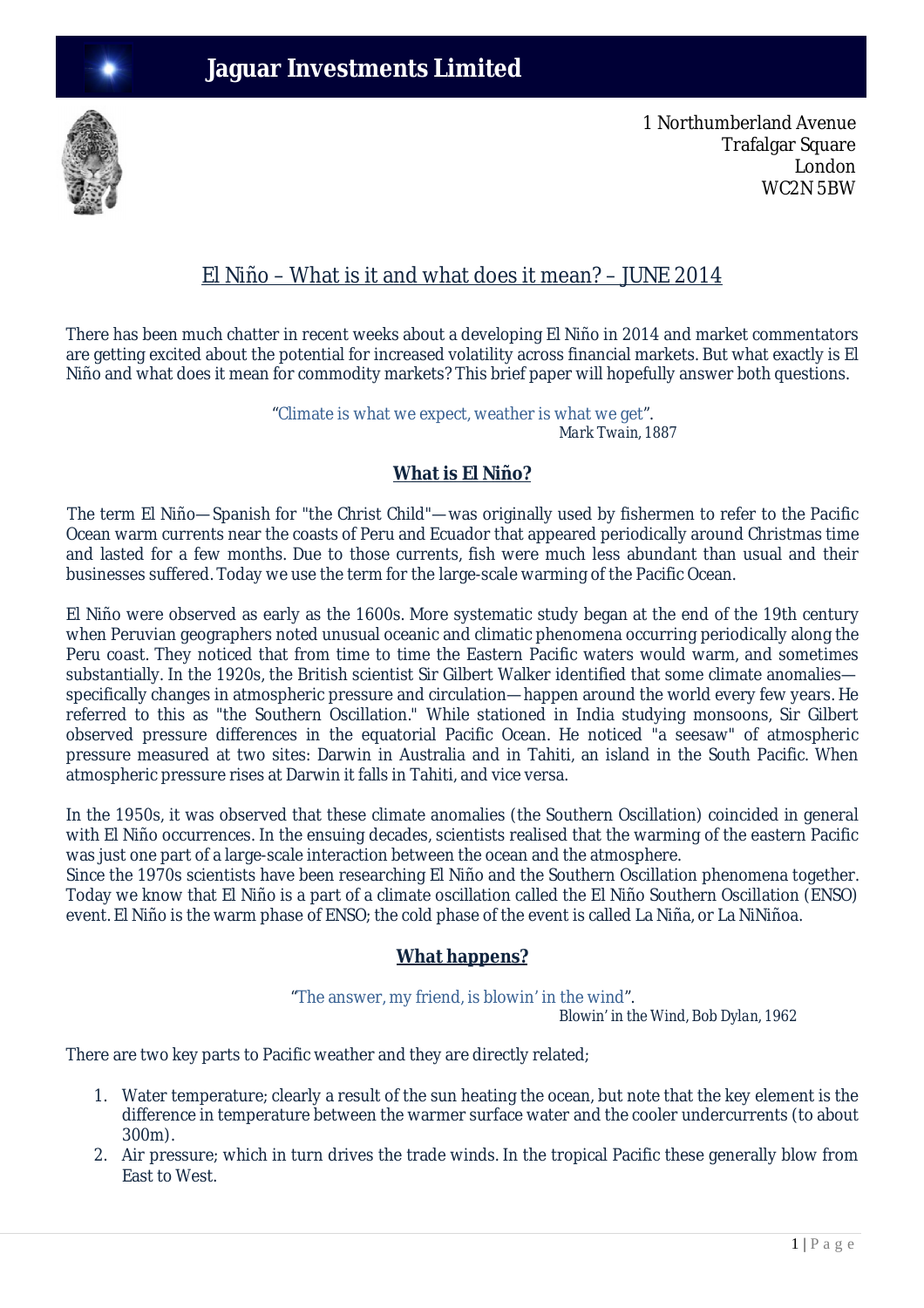# Jaguar Investments Limited

1 Northumberland Avenue
Trafalgar Square
London
WC2N 5BW

## El Niño – What is it and what does it mean? – JUNE 2014

There has been much chatter in recent weeks about a developing El Niño in 2014 and market commentators are getting excited about the potential for increased volatility across financial markets. But what exactly is El Niño and what does it mean for commodity markets? This brief paper will hopefully answer both questions.

"Climate is what we expect, weather is what we get".
*Mark Twain, 1887*

### What is El Niño?

The term El Niño—Spanish for "the Christ Child"—was originally used by fishermen to refer to the Pacific Ocean warm currents near the coasts of Peru and Ecuador that appeared periodically around Christmas time and lasted for a few months. Due to those currents, fish were much less abundant than usual and their businesses suffered. Today we use the term for the large-scale warming of the Pacific Ocean.

El Niño were observed as early as the 1600s. More systematic study began at the end of the 19th century when Peruvian geographers noted unusual oceanic and climatic phenomena occurring periodically along the Peru coast. They noticed that from time to time the Eastern Pacific waters would warm, and sometimes substantially. In the 1920s, the British scientist Sir Gilbert Walker identified that some climate anomalies—specifically changes in atmospheric pressure and circulation—happen around the world every few years. He referred to this as "the Southern Oscillation." While stationed in India studying monsoons, Sir Gilbert observed pressure differences in the equatorial Pacific Ocean. He noticed "a seesaw" of atmospheric pressure measured at two sites: Darwin in Australia and in Tahiti, an island in the South Pacific. When atmospheric pressure rises at Darwin it falls in Tahiti, and vice versa.

In the 1950s, it was observed that these climate anomalies (the Southern Oscillation) coincided in general with El Niño occurrences. In the ensuing decades, scientists realised that the warming of the eastern Pacific was just one part of a large-scale interaction between the ocean and the atmosphere.
Since the 1970s scientists have been researching El Niño and the Southern Oscillation phenomena together. Today we know that El Niño is a part of a climate oscillation called the El Niño Southern Oscillation (ENSO) event. El Niño is the warm phase of ENSO; the cold phase of the event is called La Niña, or La NiNiñoa.

### What happens?

"The answer, my friend, is blowin' in the wind".
*Blowin' in the Wind, Bob Dylan, 1962*

There are two key parts to Pacific weather and they are directly related;

1. Water temperature; clearly a result of the sun heating the ocean, but note that the key element is the difference in temperature between the warmer surface water and the cooler undercurrents (to about 300m).
2. Air pressure; which in turn drives the trade winds. In the tropical Pacific these generally blow from East to West.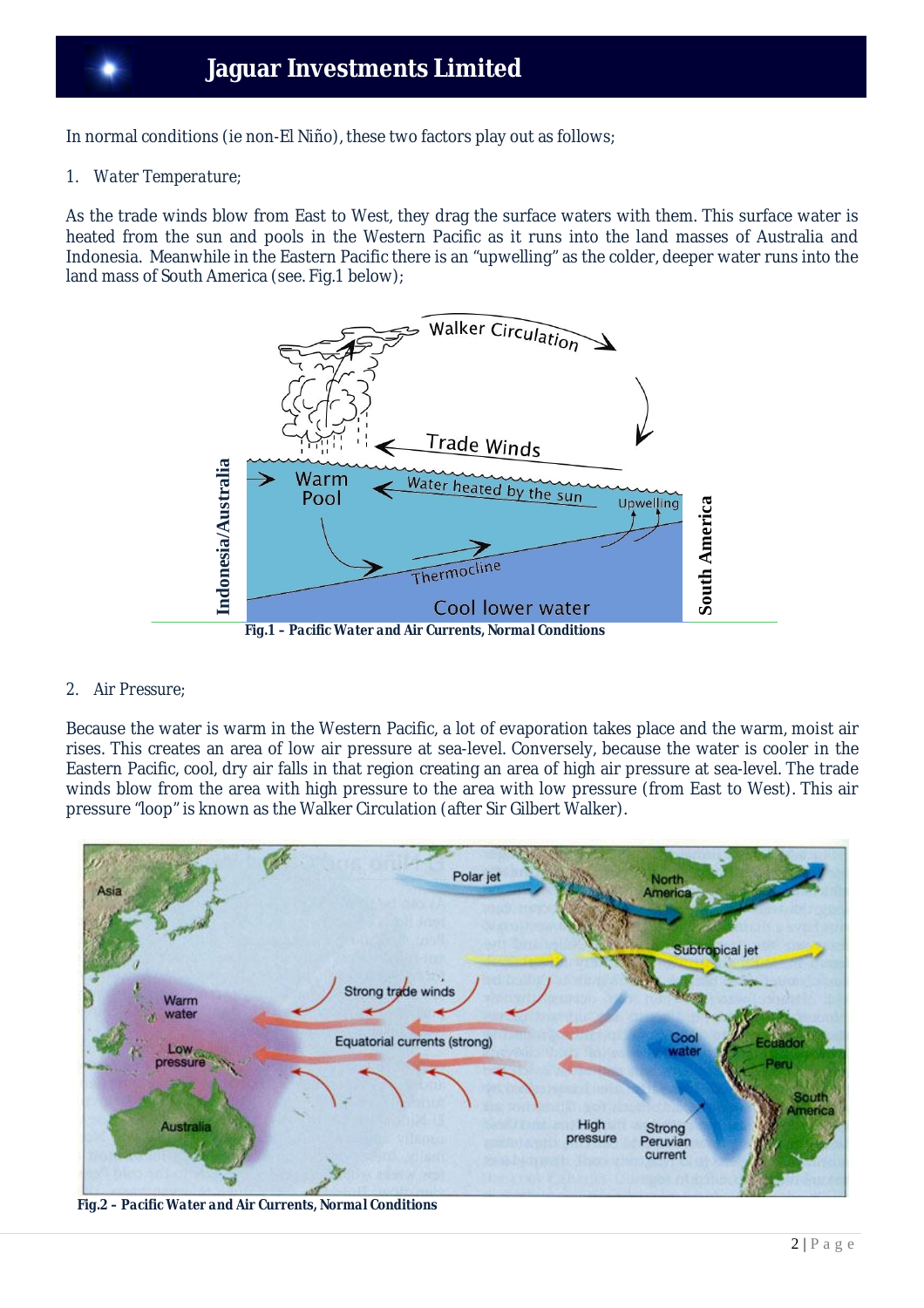In normal conditions (ie non-El Niño), these two factors play out as follows;

1. *Water Temperature;*

As the trade winds blow from East to West, they drag the surface waters with them. This surface water is heated from the sun and pools in the Western Pacific as it runs into the land masses of Australia and Indonesia. Meanwhile in the Eastern Pacific there is an "upwelling" as the colder, deeper water runs into the land mass of South America (see. Fig.1 below);

**Fig.1 – Pacific Water and Air Currents, Normal Conditions**

2. Air Pressure;

Because the water is warm in the Western Pacific, a lot of evaporation takes place and the warm, moist air rises. This creates an area of low air pressure at sea-level. Conversely, because the water is cooler in the Eastern Pacific, cool, dry air falls in that region creating an area of high air pressure at sea-level. The trade winds blow from the area with high pressure to the area with low pressure (from East to West). This air pressure "loop" is known as the Walker Circulation (after Sir Gilbert Walker).

**Fig.2 – Pacific Water and Air Currents, Normal Conditions**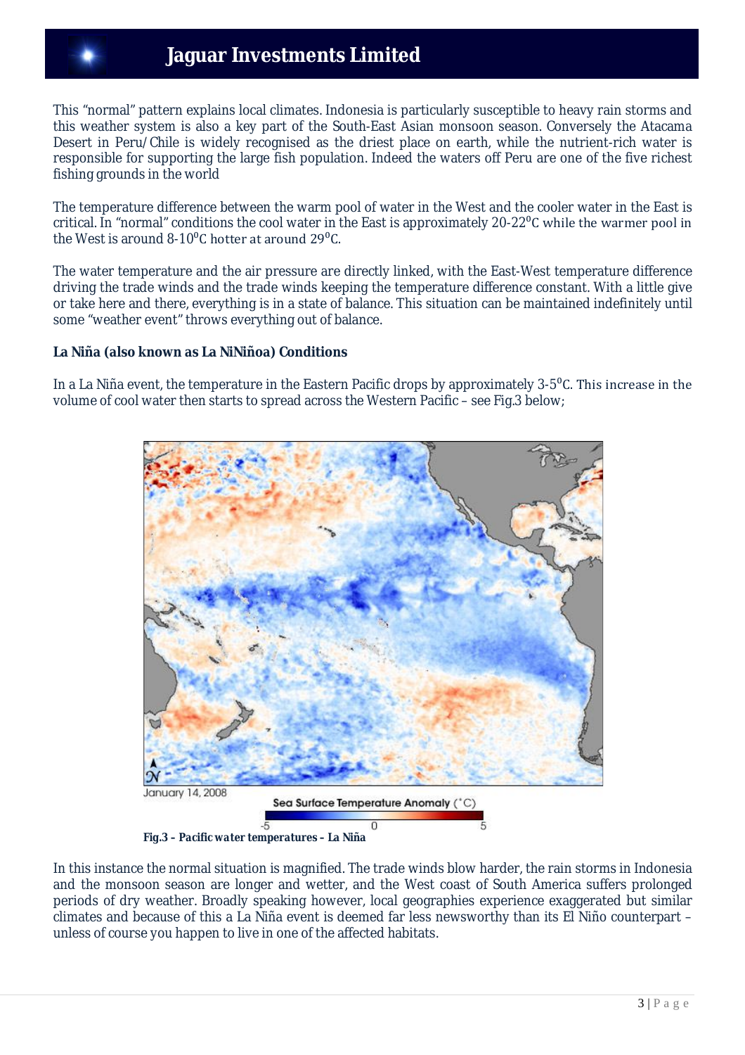This "normal" pattern explains local climates. Indonesia is particularly susceptible to heavy rain storms and this weather system is also a key part of the South-East Asian monsoon season. Conversely the Atacama Desert in Peru/Chile is widely recognised as the driest place on earth, while the nutrient-rich water is responsible for supporting the large fish population. Indeed the waters off Peru are one of the five richest fishing grounds in the world

The temperature difference between the warm pool of water in the West and the cooler water in the East is critical. In "normal" conditions the cool water in the East is approximately 20-22$^0$C while the warmer pool in the West is around 8-10$^0$C hotter at around 29$^0$C.

The water temperature and the air pressure are directly linked, with the East-West temperature difference driving the trade winds and the trade winds keeping the temperature difference constant. With a little give or take here and there, everything is in a state of balance. This situation can be maintained indefinitely until some "weather event" throws everything out of balance.

**La Niña (also known as La NiNiñoa) Conditions**

In a La Niña event, the temperature in the Eastern Pacific drops by approximately 3-5$^0$C. This increase in the volume of cool water then starts to spread across the Western Pacific – see Fig.3 below;

January 14, 2008

Sea Surface Temperature Anomaly (°C)

-5 0 5

**Fig.3 – Pacific water temperatures – La Niña**

In this instance the normal situation is magnified. The trade winds blow harder, the rain storms in Indonesia and the monsoon season are longer and wetter, and the West coast of South America suffers prolonged periods of dry weather. Broadly speaking however, local geographies experience exaggerated but similar climates and because of this a La Niña event is deemed far less newsworthy than its El Niño counterpart – unless of course you happen to live in one of the affected habitats.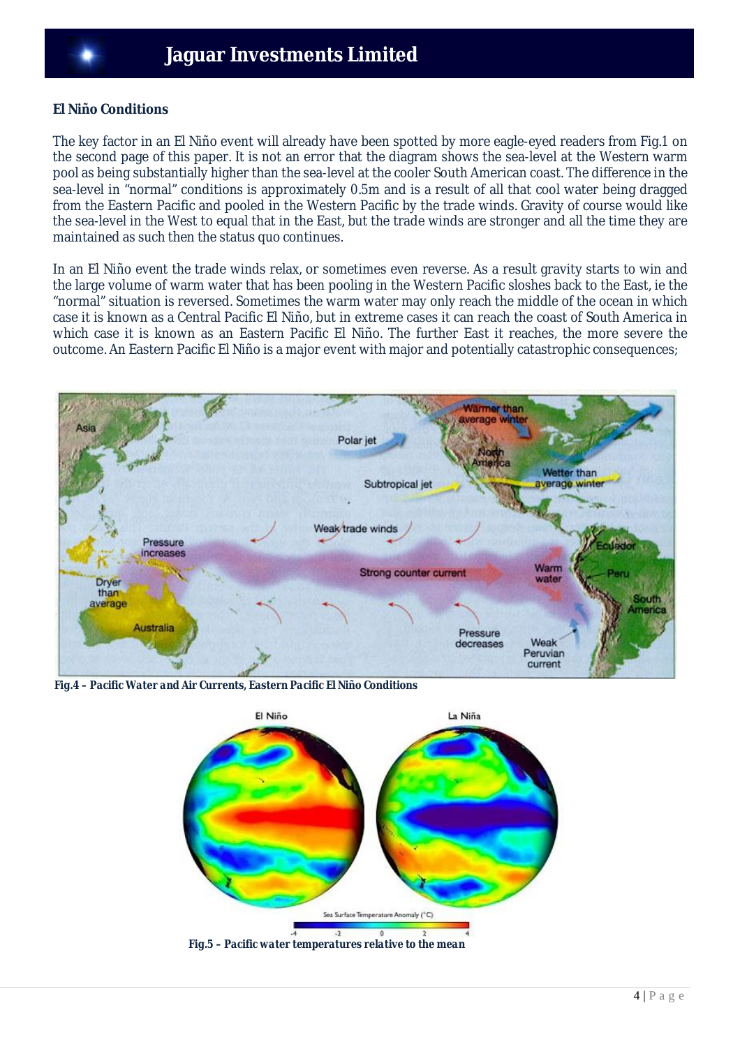## El Niño Conditions

The key factor in an El Niño event will already have been spotted by more eagle-eyed readers from Fig.1 on the second page of this paper. It is not an error that the diagram shows the sea-level at the Western warm pool as being substantially higher than the sea-level at the cooler South American coast. The difference in the sea-level in "normal" conditions is approximately 0.5m and is a result of all that cool water being dragged from the Eastern Pacific and pooled in the Western Pacific by the trade winds. Gravity of course would like the sea-level in the West to equal that in the East, but the trade winds are stronger and all the time they are maintained as such then the status quo continues.

In an El Niño event the trade winds relax, or sometimes even reverse. As a result gravity starts to win and the large volume of warm water that has been pooling in the Western Pacific sloshes back to the East, ie the "normal" situation is reversed. Sometimes the warm water may only reach the middle of the ocean in which case it is known as a Central Pacific El Niño, but in extreme cases it can reach the coast of South America in which case it is known as an Eastern Pacific El Niño. The further East it reaches, the more severe the outcome. An Eastern Pacific El Niño is a major event with major and potentially catastrophic consequences;

***Fig.4 – Pacific Water and Air Currents, Eastern Pacific El Niño Conditions***

***Fig.5 – Pacific water temperatures relative to the mean***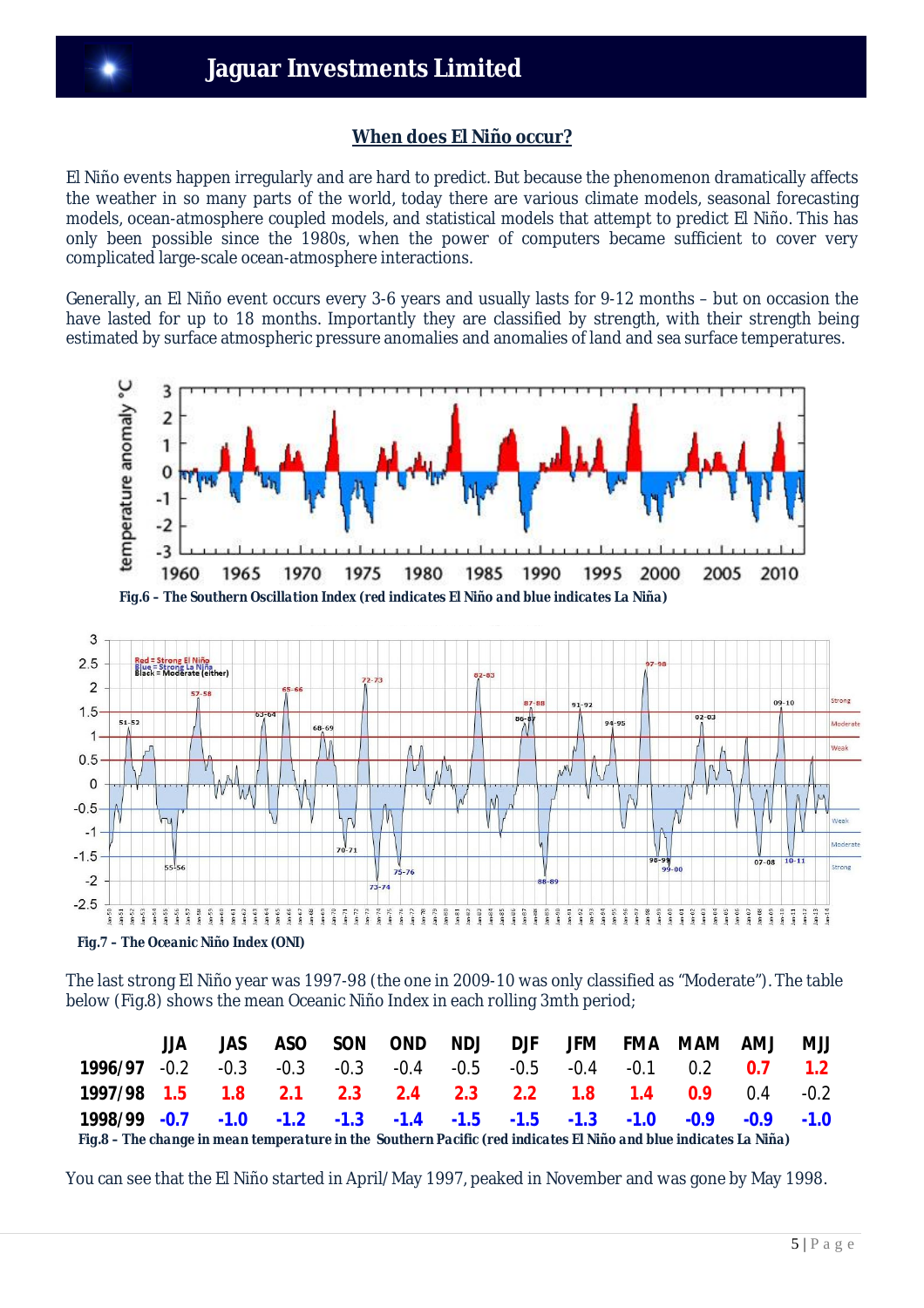## When does El Niño occur?

El Niño events happen irregularly and are hard to predict. But because the phenomenon dramatically affects the weather in so many parts of the world, today there are various climate models, seasonal forecasting models, ocean-atmosphere coupled models, and statistical models that attempt to predict El Niño. This has only been possible since the 1980s, when the power of computers became sufficient to cover very complicated large-scale ocean-atmosphere interactions.

Generally, an El Niño event occurs every 3-6 years and usually lasts for 9-12 months – but on occasion the have lasted for up to 18 months. Importantly they are classified by strength, with their strength being estimated by surface atmospheric pressure anomalies and anomalies of land and sea surface temperatures.

***Fig.6 – The Southern Oscillation Index (red indicates El Niño and blue indicates La Niña)***

***Fig.7 – The Oceanic Niño Index (ONI)***

The last strong El Niño year was 1997-98 (the one in 2009-10 was only classified as "Moderate"). The table below (Fig.8) shows the mean Oceanic Niño Index in each rolling 3mth period;

| | JJA | JAS | ASO | SON | OND | NDJ | DJF | JFM | FMA | MAM | AMJ | MJJ |
|---|---|---|---|---|---|---|---|---|---|---|---|---|
| **1996/97** | -0.2 | -0.3 | -0.3 | -0.3 | -0.4 | -0.5 | -0.5 | -0.4 | -0.1 | 0.2 | **0.7** | **1.2** |
| **1997/98** | **1.5** | **1.8** | **2.1** | **2.3** | **2.4** | **2.3** | **2.2** | **1.8** | **1.4** | **0.9** | 0.4 | -0.2 |
| **1998/99** | **-0.7** | **-1.0** | **-1.2** | **-1.3** | **-1.4** | **-1.5** | **-1.5** | **-1.3** | **-1.0** | **-0.9** | **-0.9** | **-1.0** |

***Fig.8 – The change in mean temperature in the Southern Pacific (red indicates El Niño and blue indicates La Niña)***

You can see that the El Niño started in April/May 1997, peaked in November and was gone by May 1998.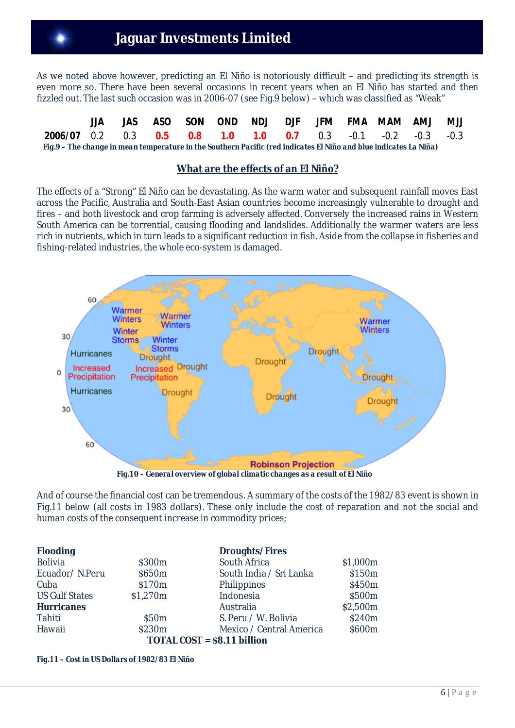As we noted above however, predicting an El Niño is notoriously difficult – and predicting its strength is even more so. There have been several occasions in recent years when an El Niño has started and then fizzled out. The last such occasion was in 2006-07 (see Fig.9 below) – which was classified as "Weak"

| | JJA | JAS | ASO | SON | OND | NDJ | DJF | JFM | FMA | MAM | AMJ | MJJ |
|---|---|---|---|---|---|---|---|---|---|---|---|---|
| **2006/07** | 0.2 | 0.3 | **0.5** | **0.8** | **1.0** | **1.0** | **0.7** | 0.3 | -0.1 | -0.2 | -0.3 | -0.3 |

***Fig.9 – The change in mean temperature in the Southern Pacific (red indicates El Niño and blue indicates La Niña)***

## What are the effects of an El Niño?

The effects of a "Strong" El Niño can be devastating. As the warm water and subsequent rainfall moves East across the Pacific, Australia and South-East Asian countries become increasingly vulnerable to drought and fires – and both livestock and crop farming is adversely affected. Conversely the increased rains in Western South America can be torrential, causing flooding and landslides. Additionally the warmer waters are less rich in nutrients, which in turn leads to a significant reduction in fish. Aside from the collapse in fisheries and fishing-related industries, the whole eco-system is damaged.

***Fig.10 – General overview of global climatic changes as a result of El Niño***

And of course the financial cost can be tremendous. A summary of the costs of the 1982/83 event is shown in Fig.11 below (all costs in 1983 dollars). These only include the cost of reparation and not the social and human costs of the consequent increase in commodity prices;

| **Flooding** | | **Droughts/Fires** | |
|---|---|---|---|
| Bolivia | $300m | South Africa | $1,000m |
| Ecuador/ N.Peru | $650m | South India / Sri Lanka | $150m |
| Cuba | $170m | Philippines | $450m |
| US Gulf States | $1,270m | Indonesia | $500m |
| **Hurricanes** | | Australia | $2,500m |
| Tahiti | $50m | S. Peru / W. Bolivia | $240m |
| Hawaii | $230m | Mexico / Central America | $600m |

**TOTAL COST = $8.11 billion**

***Fig.11 – Cost in US Dollars of 1982/83 El Niño***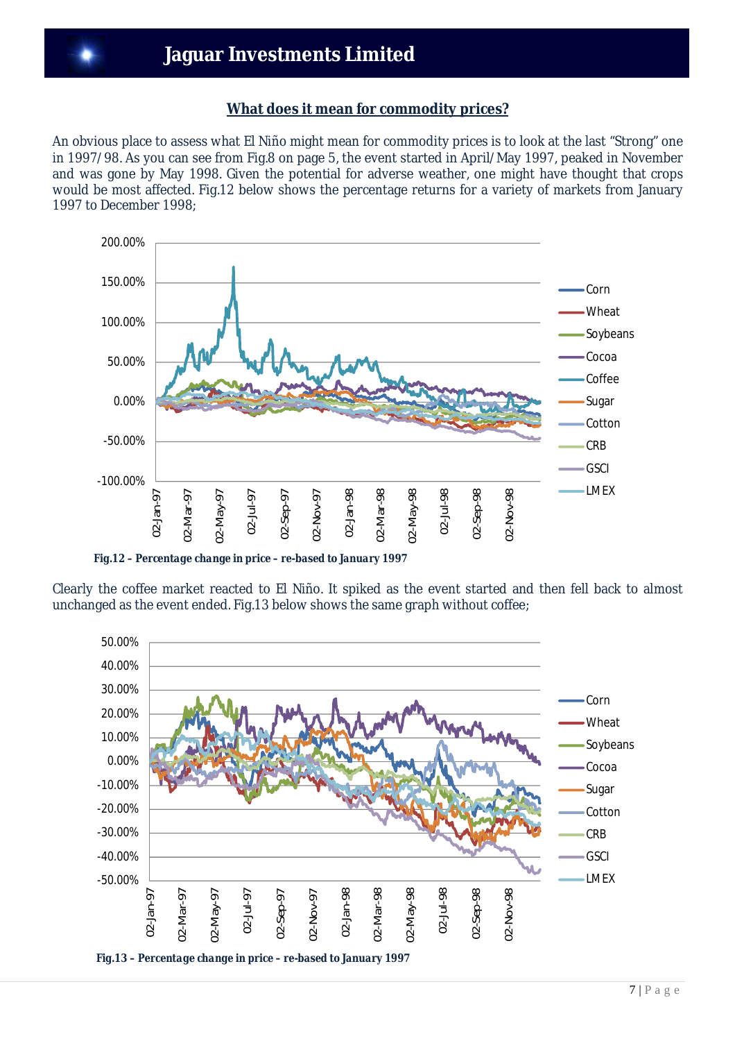## What does it mean for commodity prices?

An obvious place to assess what El Niño might mean for commodity prices is to look at the last "Strong" one in 1997/98. As you can see from Fig.8 on page 5, the event started in April/May 1997, peaked in November and was gone by May 1998. Given the potential for adverse weather, one might have thought that crops would be most affected. Fig.12 below shows the percentage returns for a variety of markets from January 1997 to December 1998;

**Fig.12 – Percentage change in price – re-based to January 1997**

Clearly the coffee market reacted to El Niño. It spiked as the event started and then fell back to almost unchanged as the event ended. Fig.13 below shows the same graph without coffee;

**Fig.13 – Percentage change in price – re-based to January 1997**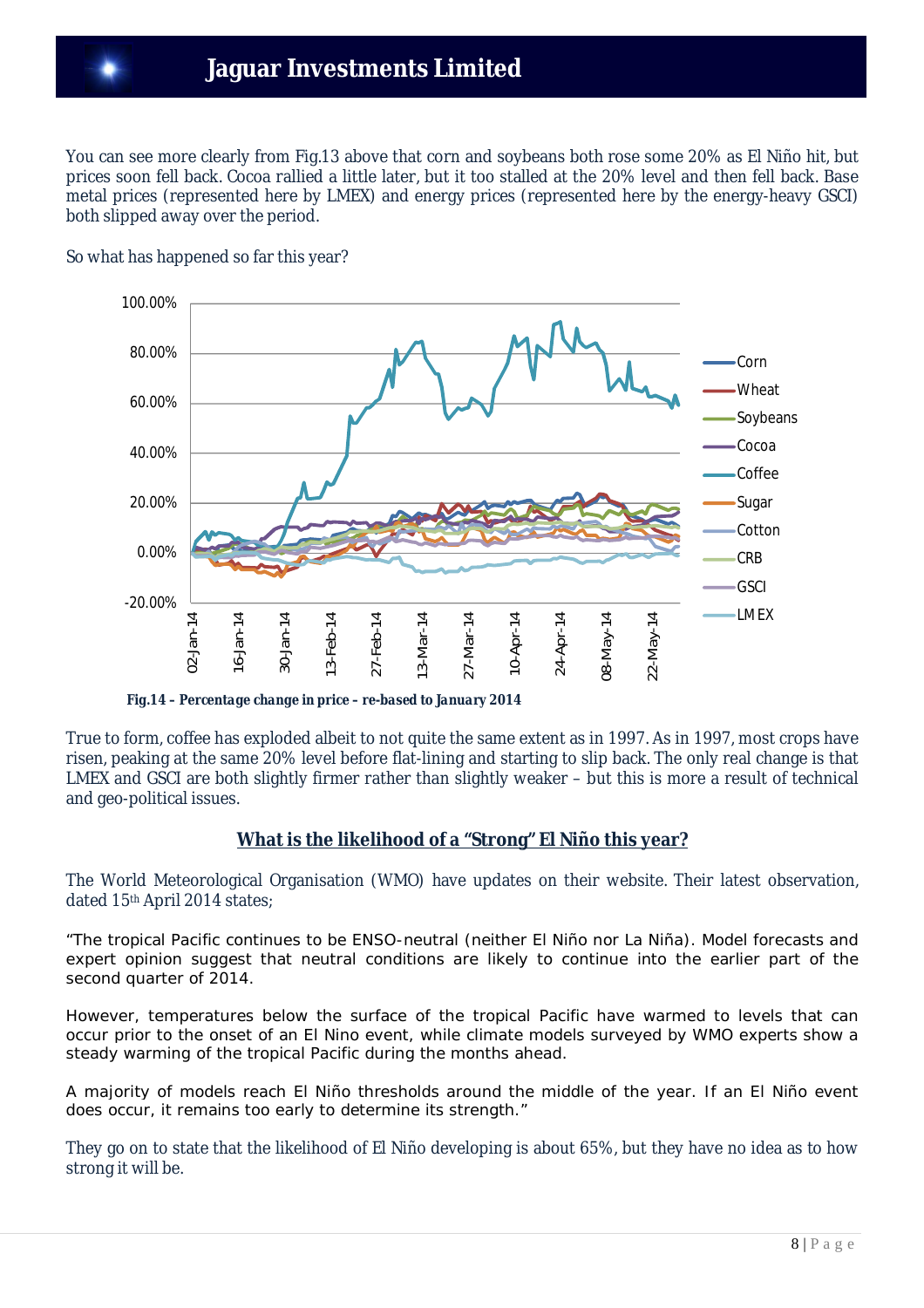You can see more clearly from Fig.13 above that corn and soybeans both rose some 20% as El Niño hit, but prices soon fell back. Cocoa rallied a little later, but it too stalled at the 20% level and then fell back. Base metal prices (represented here by LMEX) and energy prices (represented here by the energy-heavy GSCI) both slipped away over the period.

So what has happened so far this year?

*Fig.14 – Percentage change in price – re-based to January 2014*

True to form, coffee has exploded albeit to not quite the same extent as in 1997. As in 1997, most crops have risen, peaking at the same 20% level before flat-lining and starting to slip back. The only real change is that LMEX and GSCI are both slightly firmer rather than slightly weaker – but this is more a result of technical and geo-political issues.

## What is the likelihood of a "Strong" El Niño this year?

The World Meteorological Organisation (WMO) have updates on their website. Their latest observation, dated 15th April 2014 states;

"The tropical Pacific continues to be ENSO-neutral (neither El Niño nor La Niña). Model forecasts and expert opinion suggest that neutral conditions are likely to continue into the earlier part of the second quarter of 2014.

However, temperatures below the surface of the tropical Pacific have warmed to levels that can occur prior to the onset of an El Nino event, while climate models surveyed by WMO experts show a steady warming of the tropical Pacific during the months ahead.

A majority of models reach El Niño thresholds around the middle of the year. If an El Niño event does occur, it remains too early to determine its strength."

They go on to state that the likelihood of El Niño developing is about 65%, but they have no idea as to how strong it will be.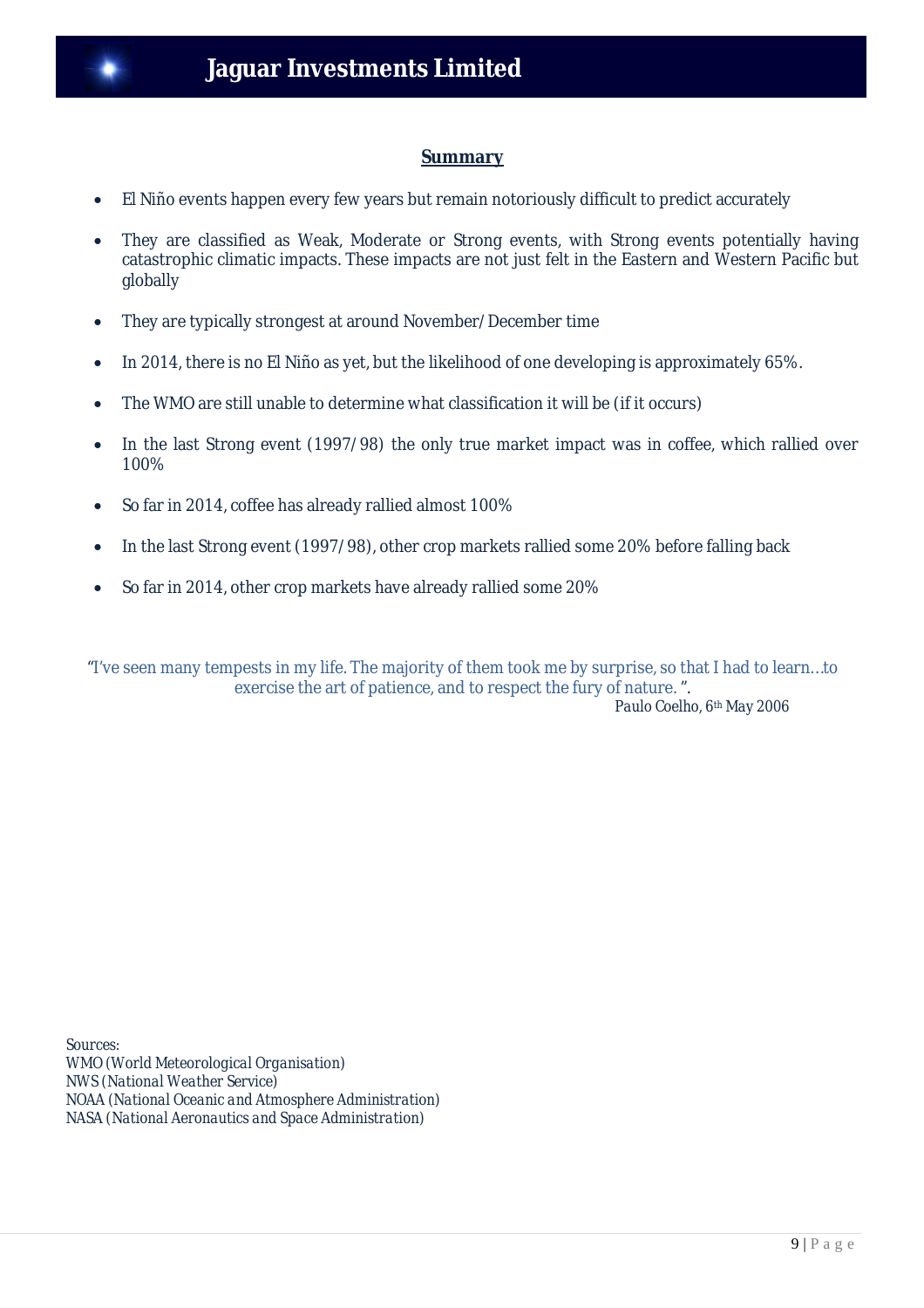## Summary

- El Niño events happen every few years but remain notoriously difficult to predict accurately
- They are classified as Weak, Moderate or Strong events, with Strong events potentially having catastrophic climatic impacts. These impacts are not just felt in the Eastern and Western Pacific but globally
- They are typically strongest at around November/December time
- In 2014, there is no El Niño as yet, but the likelihood of one developing is approximately 65%.
- The WMO are still unable to determine what classification it will be (if it occurs)
- In the last Strong event (1997/98) the only true market impact was in coffee, which rallied over 100%
- So far in 2014, coffee has already rallied almost 100%
- In the last Strong event (1997/98), other crop markets rallied some 20% before falling back
- So far in 2014, other crop markets have already rallied some 20%

"I've seen many tempests in my life. The majority of them took me by surprise, so that I had to learn…to exercise the art of patience, and to respect the fury of nature. ".

*Paulo Coelho, 6th May 2006*

*Sources:*
*WMO (World Meteorological Organisation)*
*NWS (National Weather Service)*
*NOAA (National Oceanic and Atmosphere Administration)*
*NASA (National Aeronautics and Space Administration)*